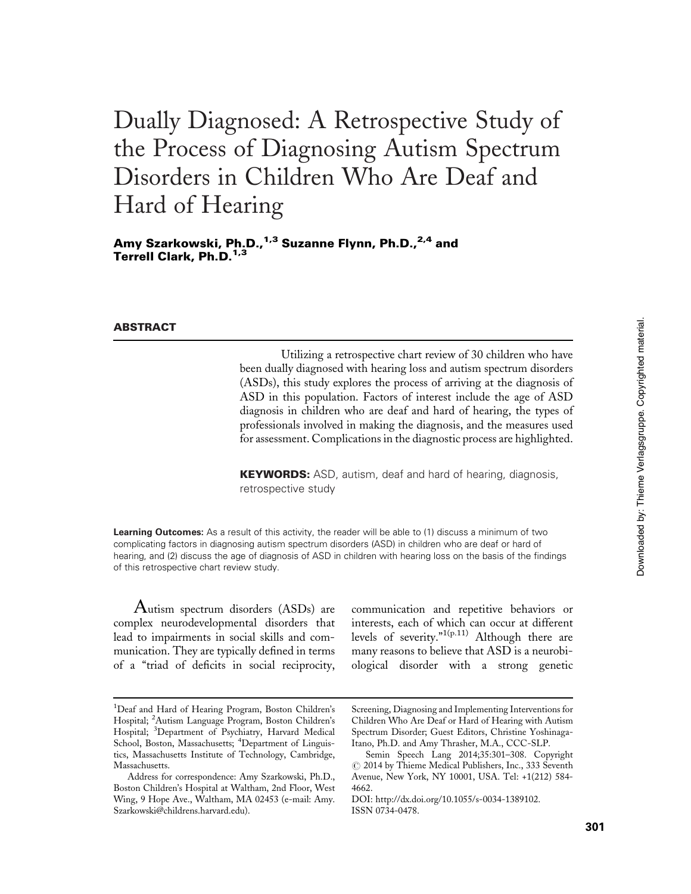# Dually Diagnosed: A Retrospective Study of the Process of Diagnosing Autism Spectrum Disorders in Children Who Are Deaf and Hard of Hearing

**Amy Szarkowski, Ph.D.,[1,3] Suzanne Flynn, Ph.D.,[2,4] and Terrell Clark, Ph.D.[1,3]**

## ABSTRACT

Utilizing a retrospective chart review of 30 children who have been dually diagnosed with hearing loss and autism spectrum disorders (ASDs), this study explores the process of arriving at the diagnosis of ASD in this population. Factors of interest include the age of ASD diagnosis in children who are deaf and hard of hearing, the types of professionals involved in making the diagnosis, and the measures used for assessment. Complications in the diagnostic process are highlighted.

**KEYWORDS:** ASD, autism, deaf and hard of hearing, diagnosis, retrospective study

**Learning Outcomes:** As a result of this activity, the reader will be able to (1) discuss a minimum of two complicating factors in diagnosing autism spectrum disorders (ASD) in children who are deaf or hard of hearing, and (2) discuss the age of diagnosis of ASD in children with hearing loss on the basis of the findings of this retrospective chart review study.

Autism spectrum disorders (ASDs) are complex neurodevelopmental disorders that lead to impairments in social skills and communication. They are typically defined in terms of a "triad of deficits in social reciprocity, communication and repetitive behaviors or interests, each of which can occur at different levels of severity."[1(p.11)] Although there are many reasons to believe that ASD is a neurobiological disorder with a strong genetic

[1]Deaf and Hard of Hearing Program, Boston Children's Hospital; [2]Autism Language Program, Boston Children's Hospital; [3]Department of Psychiatry, Harvard Medical School, Boston, Massachusetts; [4]Department of Linguistics, Massachusetts Institute of Technology, Cambridge, Massachusetts.

Address for correspondence: Amy Szarkowski, Ph.D., Boston Children's Hospital at Waltham, 2nd Floor, West Wing, 9 Hope Ave., Waltham, MA 02453 (e-mail: Amy.Szarkowski@childrens.harvard.edu).

Screening, Diagnosing and Implementing Interventions for Children Who Are Deaf or Hard of Hearing with Autism Spectrum Disorder; Guest Editors, Christine Yoshinaga-Itano, Ph.D. and Amy Thrasher, M.A., CCC-SLP.

Semin Speech Lang 2014;35:301–308. Copyright © 2014 by Thieme Medical Publishers, Inc., 333 Seventh Avenue, New York, NY 10001, USA. Tel: +1(212) 584-4662.

DOI: http://dx.doi.org/10.1055/s-0034-1389102.
ISSN 0734-0478.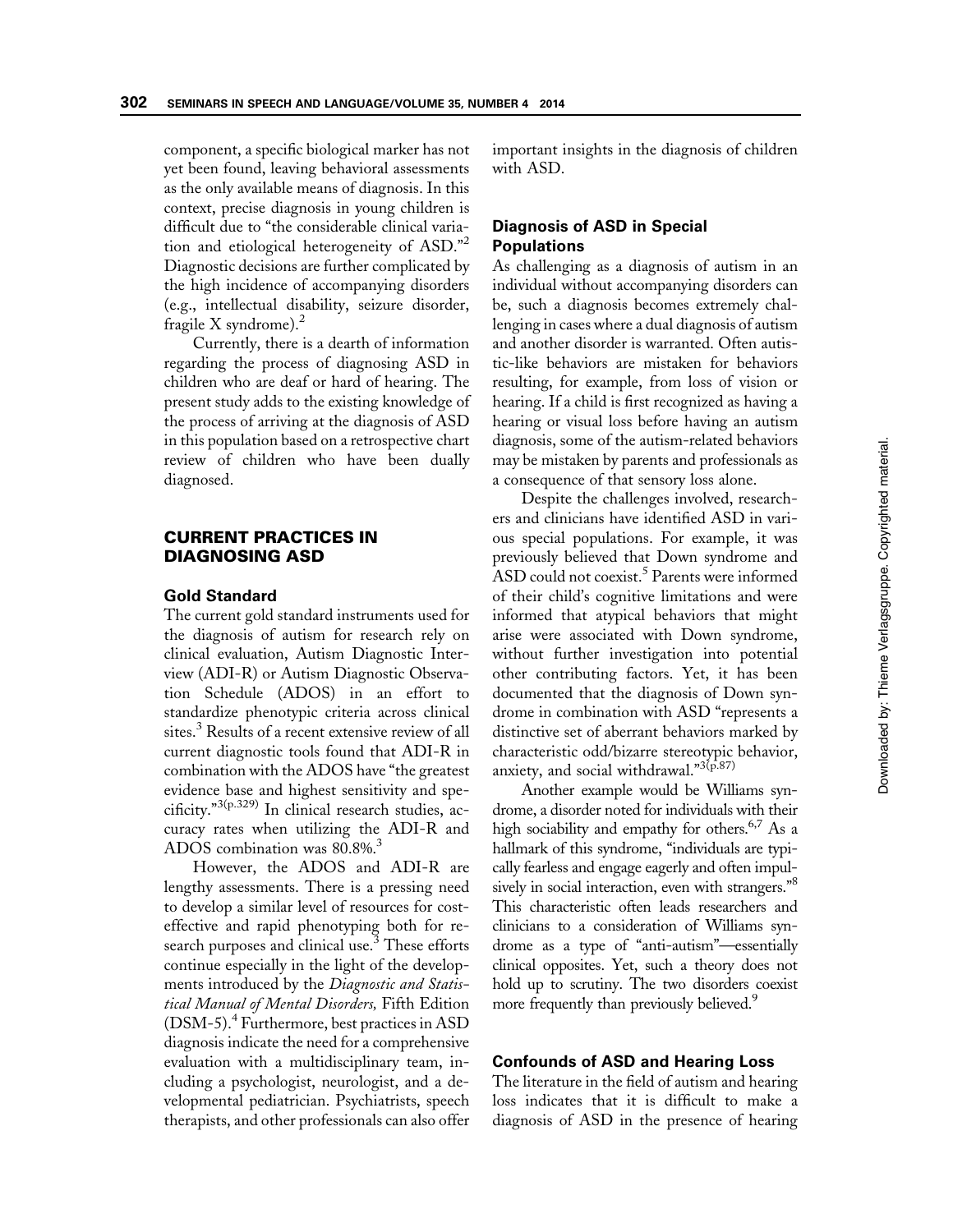component, a specific biological marker has not yet been found, leaving behavioral assessments as the only available means of diagnosis. In this context, precise diagnosis in young children is difficult due to "the considerable clinical variation and etiological heterogeneity of ASD."[2] Diagnostic decisions are further complicated by the high incidence of accompanying disorders (e.g., intellectual disability, seizure disorder, fragile X syndrome).[2]

Currently, there is a dearth of information regarding the process of diagnosing ASD in children who are deaf or hard of hearing. The present study adds to the existing knowledge of the process of arriving at the diagnosis of ASD in this population based on a retrospective chart review of children who have been dually diagnosed.

## CURRENT PRACTICES IN DIAGNOSING ASD

### Gold Standard

The current gold standard instruments used for the diagnosis of autism for research rely on clinical evaluation, Autism Diagnostic Interview (ADI-R) or Autism Diagnostic Observation Schedule (ADOS) in an effort to standardize phenotypic criteria across clinical sites.[3] Results of a recent extensive review of all current diagnostic tools found that ADI-R in combination with the ADOS have "the greatest evidence base and highest sensitivity and specificity."[3(p.329)] In clinical research studies, accuracy rates when utilizing the ADI-R and ADOS combination was 80.8%.[3]

However, the ADOS and ADI-R are lengthy assessments. There is a pressing need to develop a similar level of resources for cost-effective and rapid phenotyping both for research purposes and clinical use.[3] These efforts continue especially in the light of the developments introduced by the *Diagnostic and Statistical Manual of Mental Disorders,* Fifth Edition (DSM-5).[4] Furthermore, best practices in ASD diagnosis indicate the need for a comprehensive evaluation with a multidisciplinary team, including a psychologist, neurologist, and a developmental pediatrician. Psychiatrists, speech therapists, and other professionals can also offer important insights in the diagnosis of children with ASD.

### Diagnosis of ASD in Special Populations

As challenging as a diagnosis of autism in an individual without accompanying disorders can be, such a diagnosis becomes extremely challenging in cases where a dual diagnosis of autism and another disorder is warranted. Often autistic-like behaviors are mistaken for behaviors resulting, for example, from loss of vision or hearing. If a child is first recognized as having a hearing or visual loss before having an autism diagnosis, some of the autism-related behaviors may be mistaken by parents and professionals as a consequence of that sensory loss alone.

Despite the challenges involved, researchers and clinicians have identified ASD in various special populations. For example, it was previously believed that Down syndrome and ASD could not coexist.[5] Parents were informed of their child's cognitive limitations and were informed that atypical behaviors that might arise were associated with Down syndrome, without further investigation into potential other contributing factors. Yet, it has been documented that the diagnosis of Down syndrome in combination with ASD "represents a distinctive set of aberrant behaviors marked by characteristic odd/bizarre stereotypic behavior, anxiety, and social withdrawal."[3(p.87)]

Another example would be Williams syndrome, a disorder noted for individuals with their high sociability and empathy for others.[6,7] As a hallmark of this syndrome, "individuals are typically fearless and engage eagerly and often impulsively in social interaction, even with strangers."[8] This characteristic often leads researchers and clinicians to a consideration of Williams syndrome as a type of "anti-autism"—essentially clinical opposites. Yet, such a theory does not hold up to scrutiny. The two disorders coexist more frequently than previously believed.[9]

### Confounds of ASD and Hearing Loss

The literature in the field of autism and hearing loss indicates that it is difficult to make a diagnosis of ASD in the presence of hearing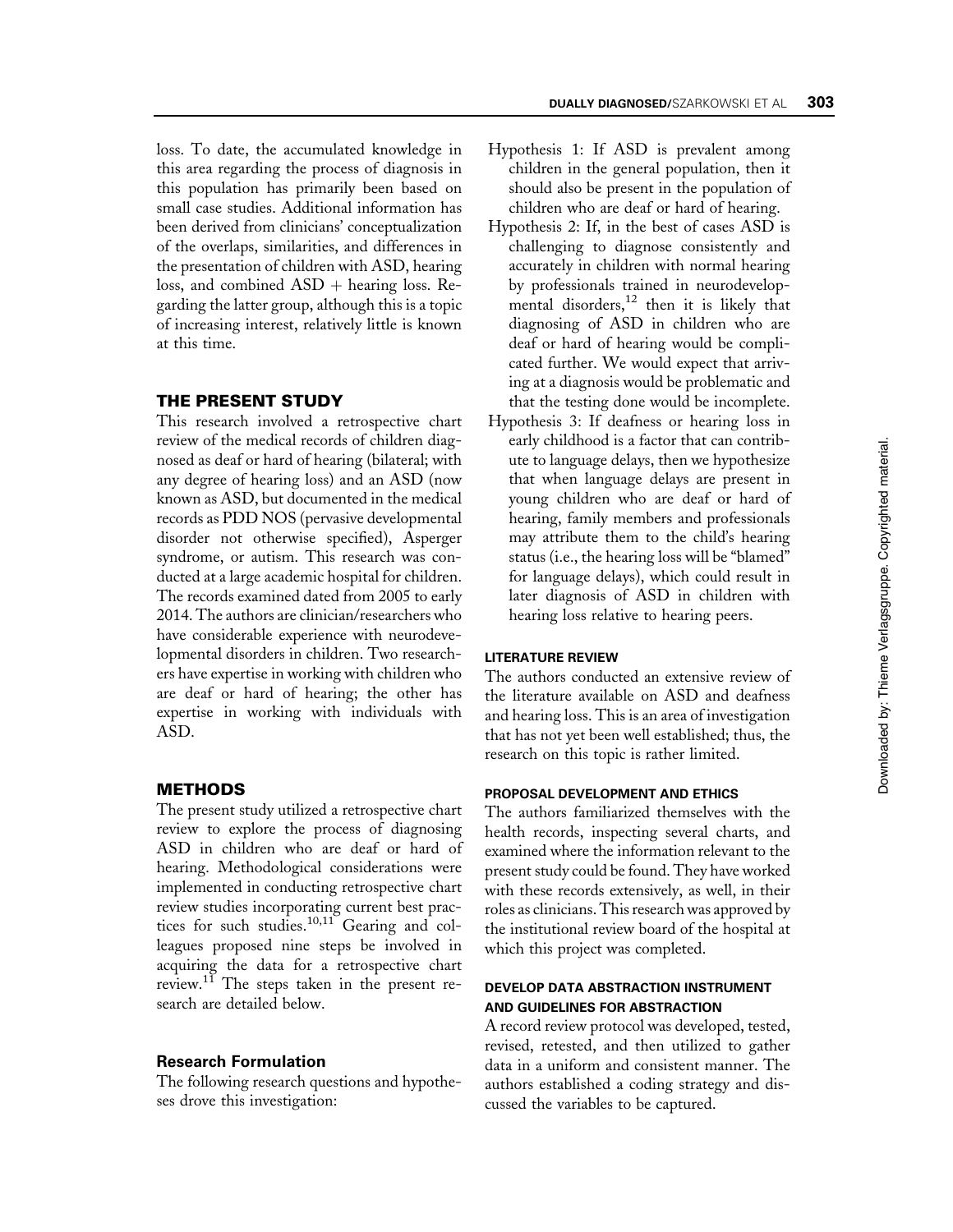loss. To date, the accumulated knowledge in this area regarding the process of diagnosis in this population has primarily been based on small case studies. Additional information has been derived from clinicians' conceptualization of the overlaps, similarities, and differences in the presentation of children with ASD, hearing loss, and combined ASD + hearing loss. Regarding the latter group, although this is a topic of increasing interest, relatively little is known at this time.

## THE PRESENT STUDY

This research involved a retrospective chart review of the medical records of children diagnosed as deaf or hard of hearing (bilateral; with any degree of hearing loss) and an ASD (now known as ASD, but documented in the medical records as PDD NOS (pervasive developmental disorder not otherwise specified), Asperger syndrome, or autism. This research was conducted at a large academic hospital for children. The records examined dated from 2005 to early 2014. The authors are clinician/researchers who have considerable experience with neurodevelopmental disorders in children. Two researchers have expertise in working with children who are deaf or hard of hearing; the other has expertise in working with individuals with ASD.

## METHODS

The present study utilized a retrospective chart review to explore the process of diagnosing ASD in children who are deaf or hard of hearing. Methodological considerations were implemented in conducting retrospective chart review studies incorporating current best practices for such studies.[10,11] Gearing and colleagues proposed nine steps be involved in acquiring the data for a retrospective chart review.[11] The steps taken in the present research are detailed below.

### Research Formulation

The following research questions and hypotheses drove this investigation:

Hypothesis 1: If ASD is prevalent among children in the general population, then it should also be present in the population of children who are deaf or hard of hearing.

Hypothesis 2: If, in the best of cases ASD is challenging to diagnose consistently and accurately in children with normal hearing by professionals trained in neurodevelopmental disorders,[12] then it is likely that diagnosing of ASD in children who are deaf or hard of hearing would be complicated further. We would expect that arriving at a diagnosis would be problematic and that the testing done would be incomplete.

Hypothesis 3: If deafness or hearing loss in early childhood is a factor that can contribute to language delays, then we hypothesize that when language delays are present in young children who are deaf or hard of hearing, family members and professionals may attribute them to the child's hearing status (i.e., the hearing loss will be "blamed" for language delays), which could result in later diagnosis of ASD in children with hearing loss relative to hearing peers.

#### LITERATURE REVIEW

The authors conducted an extensive review of the literature available on ASD and deafness and hearing loss. This is an area of investigation that has not yet been well established; thus, the research on this topic is rather limited.

#### PROPOSAL DEVELOPMENT AND ETHICS

The authors familiarized themselves with the health records, inspecting several charts, and examined where the information relevant to the present study could be found. They have worked with these records extensively, as well, in their roles as clinicians. This research was approved by the institutional review board of the hospital at which this project was completed.

#### DEVELOP DATA ABSTRACTION INSTRUMENT AND GUIDELINES FOR ABSTRACTION

A record review protocol was developed, tested, revised, retested, and then utilized to gather data in a uniform and consistent manner. The authors established a coding strategy and discussed the variables to be captured.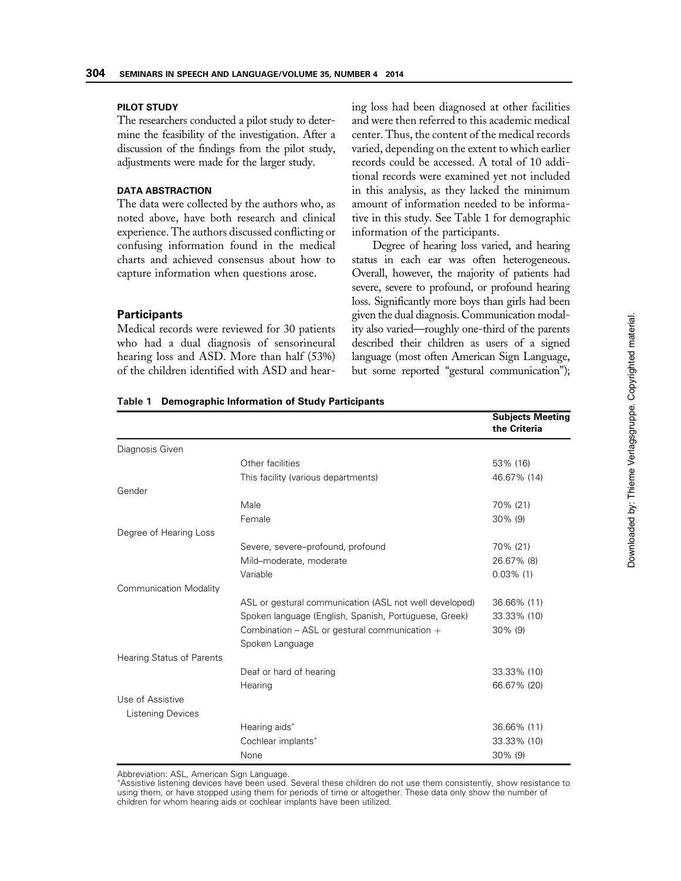**PILOT STUDY**

The researchers conducted a pilot study to determine the feasibility of the investigation. After a discussion of the findings from the pilot study, adjustments were made for the larger study.

**DATA ABSTRACTION**

The data were collected by the authors who, as noted above, have both research and clinical experience. The authors discussed conflicting or confusing information found in the medical charts and achieved consensus about how to capture information when questions arose.

## Participants

Medical records were reviewed for 30 patients who had a dual diagnosis of sensorineural hearing loss and ASD. More than half (53%) of the children identified with ASD and hearing loss had been diagnosed at other facilities and were then referred to this academic medical center. Thus, the content of the medical records varied, depending on the extent to which earlier records could be accessed. A total of 10 additional records were examined yet not included in this analysis, as they lacked the minimum amount of information needed to be informative in this study. See Table 1 for demographic information of the participants.

Degree of hearing loss varied, and hearing status in each ear was often heterogeneous. Overall, however, the majority of patients had severe, severe to profound, or profound hearing loss. Significantly more boys than girls had been given the dual diagnosis. Communication modality also varied—roughly one-third of the parents described their children as users of a signed language (most often American Sign Language, but some reported "gestural communication");

**Table 1 Demographic Information of Study Participants**

| | | Subjects Meeting the Criteria |
|---|---|---|
| Diagnosis Given | | |
| | Other facilities | 53% (16) |
| | This facility (various departments) | 46.67% (14) |
| Gender | | |
| | Male | 70% (21) |
| | Female | 30% (9) |
| Degree of Hearing Loss | | |
| | Severe, severe–profound, profound | 70% (21) |
| | Mild–moderate, moderate | 26.67% (8) |
| | Variable | 0.03% (1) |
| Communication Modality | | |
| | ASL or gestural communication (ASL not well developed) | 36.66% (11) |
| | Spoken language (English, Spanish, Portuguese, Greek) | 33.33% (10) |
| | Combination – ASL or gestural communication + Spoken Language | 30% (9) |
| Hearing Status of Parents | | |
| | Deaf or hard of hearing | 33.33% (10) |
| | Hearing | 66.67% (20) |
| Use of Assistive Listening Devices | | |
| | Hearing aids* | 36.66% (11) |
| | Cochlear implants* | 33.33% (10) |
| | None | 30% (9) |

Abbreviation: ASL, American Sign Language.
*Assistive listening devices have been used. Several these children do not use them consistently, show resistance to using them, or have stopped using them for periods of time or altogether. These data only show the number of children for whom hearing aids or cochlear implants have been utilized.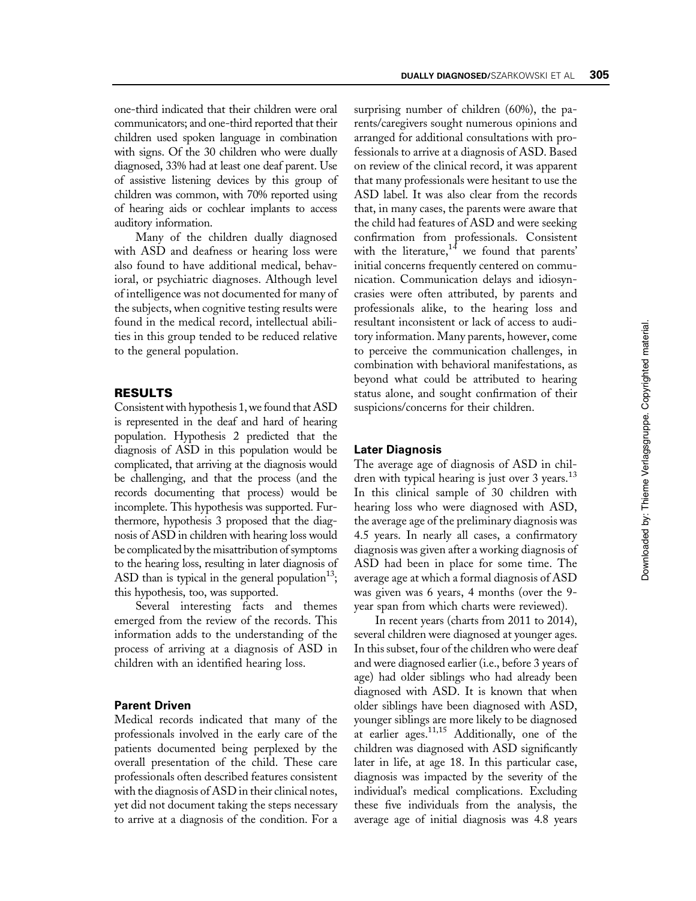one-third indicated that their children were oral communicators; and one-third reported that their children used spoken language in combination with signs. Of the 30 children who were dually diagnosed, 33% had at least one deaf parent. Use of assistive listening devices by this group of children was common, with 70% reported using of hearing aids or cochlear implants to access auditory information.

Many of the children dually diagnosed with ASD and deafness or hearing loss were also found to have additional medical, behavioral, or psychiatric diagnoses. Although level of intelligence was not documented for many of the subjects, when cognitive testing results were found in the medical record, intellectual abilities in this group tended to be reduced relative to the general population.

## RESULTS

Consistent with hypothesis 1, we found that ASD is represented in the deaf and hard of hearing population. Hypothesis 2 predicted that the diagnosis of ASD in this population would be complicated, that arriving at the diagnosis would be challenging, and that the process (and the records documenting that process) would be incomplete. This hypothesis was supported. Furthermore, hypothesis 3 proposed that the diagnosis of ASD in children with hearing loss would be complicated by the misattribution of symptoms to the hearing loss, resulting in later diagnosis of ASD than is typical in the general population[13]; this hypothesis, too, was supported.

Several interesting facts and themes emerged from the review of the records. This information adds to the understanding of the process of arriving at a diagnosis of ASD in children with an identified hearing loss.

### Parent Driven

Medical records indicated that many of the professionals involved in the early care of the patients documented being perplexed by the overall presentation of the child. These care professionals often described features consistent with the diagnosis of ASD in their clinical notes, yet did not document taking the steps necessary to arrive at a diagnosis of the condition. For a surprising number of children (60%), the parents/caregivers sought numerous opinions and arranged for additional consultations with professionals to arrive at a diagnosis of ASD. Based on review of the clinical record, it was apparent that many professionals were hesitant to use the ASD label. It was also clear from the records that, in many cases, the parents were aware that the child had features of ASD and were seeking confirmation from professionals. Consistent with the literature,[14] we found that parents' initial concerns frequently centered on communication. Communication delays and idiosyncrasies were often attributed, by parents and professionals alike, to the hearing loss and resultant inconsistent or lack of access to auditory information. Many parents, however, come to perceive the communication challenges, in combination with behavioral manifestations, as beyond what could be attributed to hearing status alone, and sought confirmation of their suspicions/concerns for their children.

### Later Diagnosis

The average age of diagnosis of ASD in children with typical hearing is just over 3 years.[13] In this clinical sample of 30 children with hearing loss who were diagnosed with ASD, the average age of the preliminary diagnosis was 4.5 years. In nearly all cases, a confirmatory diagnosis was given after a working diagnosis of ASD had been in place for some time. The average age at which a formal diagnosis of ASD was given was 6 years, 4 months (over the 9-year span from which charts were reviewed).

In recent years (charts from 2011 to 2014), several children were diagnosed at younger ages. In this subset, four of the children who were deaf and were diagnosed earlier (i.e., before 3 years of age) had older siblings who had already been diagnosed with ASD. It is known that when older siblings have been diagnosed with ASD, younger siblings are more likely to be diagnosed at earlier ages.[11,15] Additionally, one of the children was diagnosed with ASD significantly later in life, at age 18. In this particular case, diagnosis was impacted by the severity of the individual's medical complications. Excluding these five individuals from the analysis, the average age of initial diagnosis was 4.8 years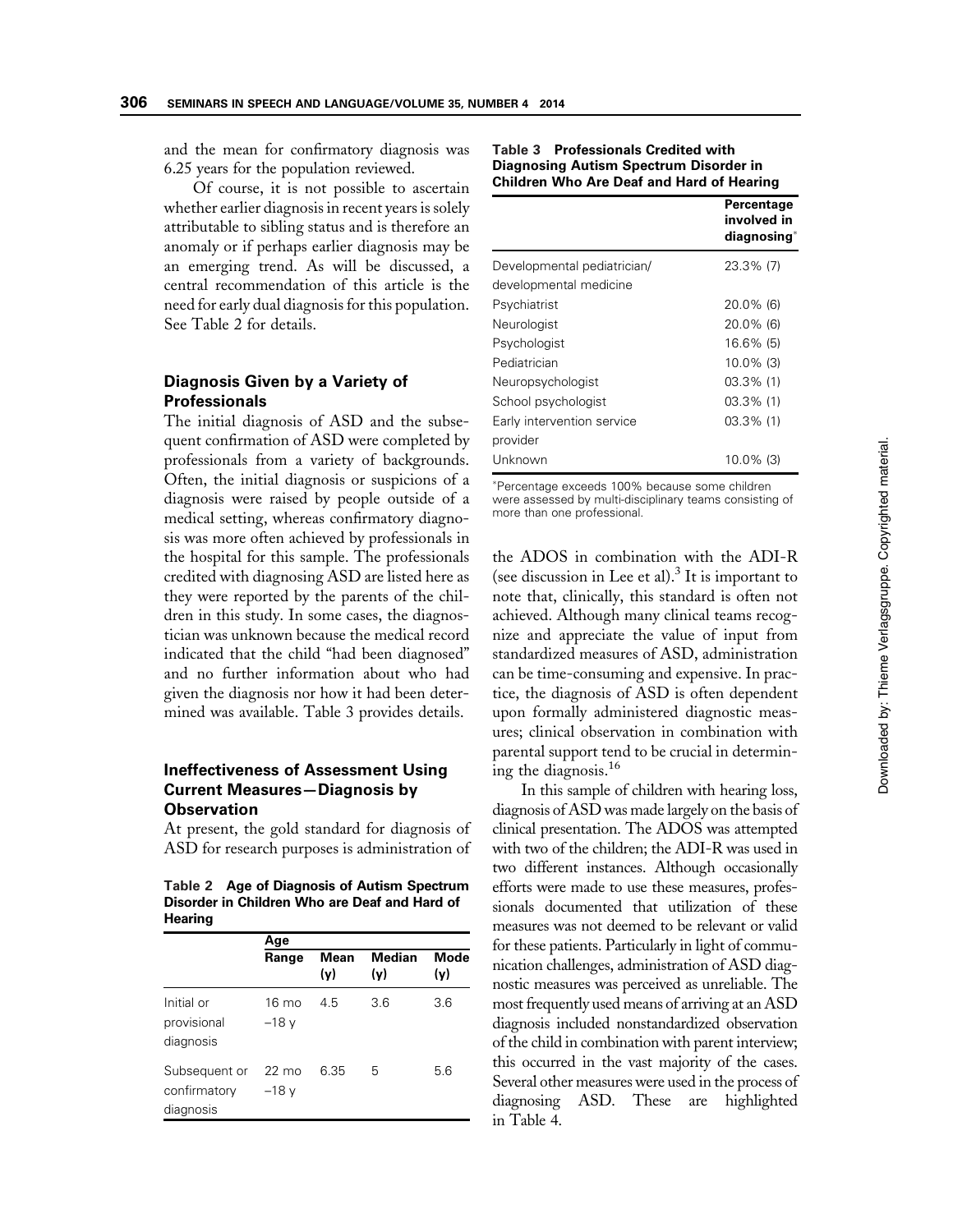and the mean for confirmatory diagnosis was 6.25 years for the population reviewed.

Of course, it is not possible to ascertain whether earlier diagnosis in recent years is solely attributable to sibling status and is therefore an anomaly or if perhaps earlier diagnosis may be an emerging trend. As will be discussed, a central recommendation of this article is the need for early dual diagnosis for this population. See Table 2 for details.

## Diagnosis Given by a Variety of Professionals

The initial diagnosis of ASD and the subsequent confirmation of ASD were completed by professionals from a variety of backgrounds. Often, the initial diagnosis or suspicions of a diagnosis were raised by people outside of a medical setting, whereas confirmatory diagnosis was more often achieved by professionals in the hospital for this sample. The professionals credited with diagnosing ASD are listed here as they were reported by the parents of the children in this study. In some cases, the diagnostician was unknown because the medical record indicated that the child "had been diagnosed" and no further information about who had given the diagnosis nor how it had been determined was available. Table 3 provides details.

## Ineffectiveness of Assessment Using Current Measures—Diagnosis by Observation

At present, the gold standard for diagnosis of ASD for research purposes is administration of the ADOS in combination with the ADI-R (see discussion in Lee et al).[3] It is important to note that, clinically, this standard is often not achieved. Although many clinical teams recognize and appreciate the value of input from standardized measures of ASD, administration can be time-consuming and expensive. In practice, the diagnosis of ASD is often dependent upon formally administered diagnostic measures; clinical observation in combination with parental support tend to be crucial in determining the diagnosis.[16]

In this sample of children with hearing loss, diagnosis of ASD was made largely on the basis of clinical presentation. The ADOS was attempted with two of the children; the ADI-R was used in two different instances. Although occasionally efforts were made to use these measures, professionals documented that utilization of these measures was not deemed to be relevant or valid for these patients. Particularly in light of communication challenges, administration of ASD diagnostic measures was perceived as unreliable. The most frequently used means of arriving at an ASD diagnosis included nonstandardized observation of the child in combination with parent interview; this occurred in the vast majority of the cases. Several other measures were used in the process of diagnosing ASD. These are highlighted in Table 4.

**Table 2 Age of Diagnosis of Autism Spectrum Disorder in Children Who are Deaf and Hard of Hearing**

| | Age | | | |
|---|---|---|---|---|
| | Range | Mean (y) | Median (y) | Mode (y) |
| Initial or provisional diagnosis | 16 mo –18 y | 4.5 | 3.6 | 3.6 |
| Subsequent or confirmatory diagnosis | 22 mo –18 y | 6.35 | 5 | 5.6 |

**Table 3 Professionals Credited with Diagnosing Autism Spectrum Disorder in Children Who Are Deaf and Hard of Hearing**

| | Percentage involved in diagnosing* |
|---|---|
| Developmental pediatrician/ developmental medicine | 23.3% (7) |
| Psychiatrist | 20.0% (6) |
| Neurologist | 20.0% (6) |
| Psychologist | 16.6% (5) |
| Pediatrician | 10.0% (3) |
| Neuropsychologist | 03.3% (1) |
| School psychologist | 03.3% (1) |
| Early intervention service provider | 03.3% (1) |
| Unknown | 10.0% (3) |

*Percentage exceeds 100% because some children were assessed by multi-disciplinary teams consisting of more than one professional.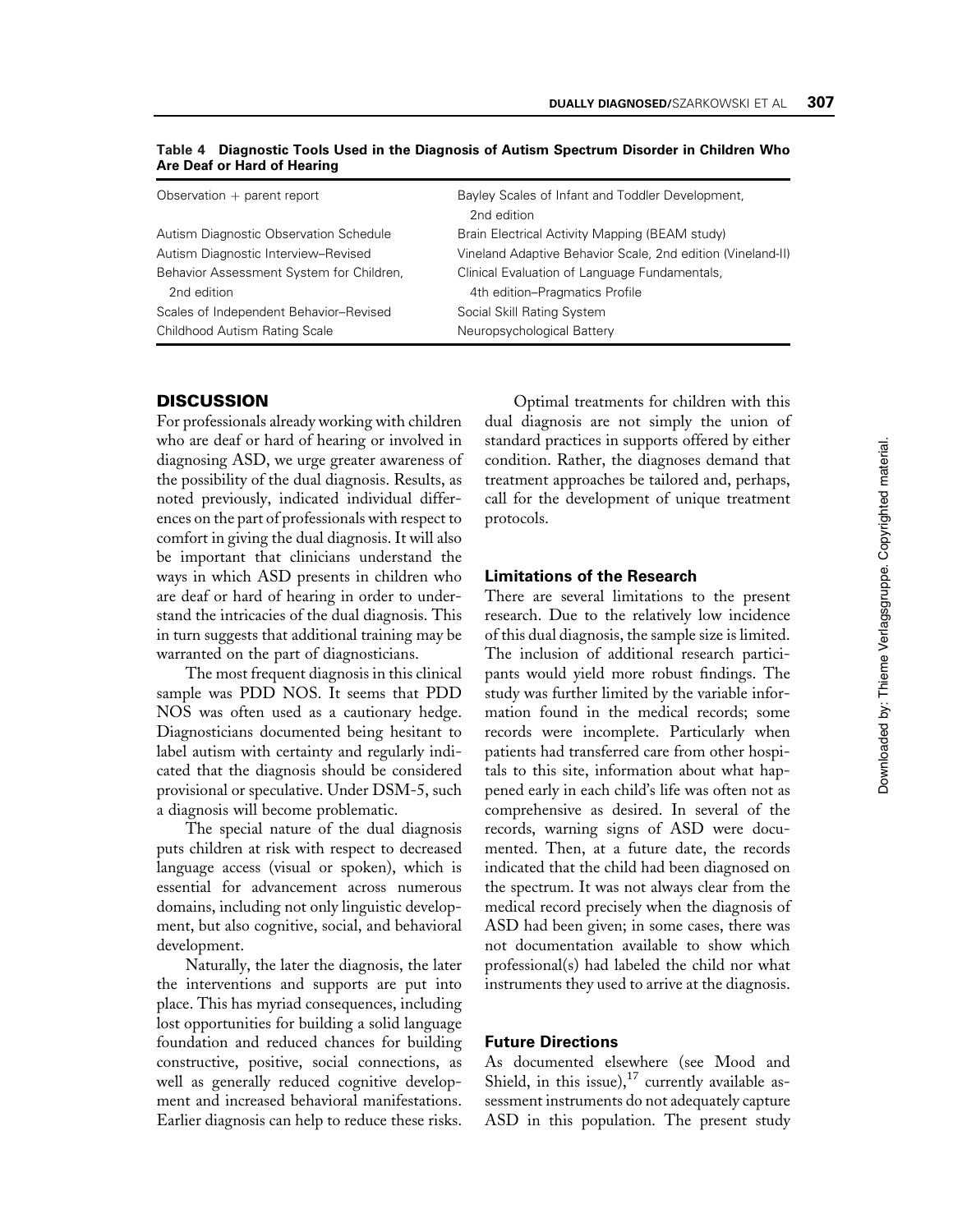**Table 4 Diagnostic Tools Used in the Diagnosis of Autism Spectrum Disorder in Children Who Are Deaf or Hard of Hearing**

| | |
|---|---|
| Observation + parent report | Bayley Scales of Infant and Toddler Development, 2nd edition |
| Autism Diagnostic Observation Schedule | Brain Electrical Activity Mapping (BEAM study) |
| Autism Diagnostic Interview–Revised | Vineland Adaptive Behavior Scale, 2nd edition (Vineland-II) |
| Behavior Assessment System for Children, 2nd edition | Clinical Evaluation of Language Fundamentals, 4th edition–Pragmatics Profile |
| Scales of Independent Behavior–Revised | Social Skill Rating System |
| Childhood Autism Rating Scale | Neuropsychological Battery |

## DISCUSSION

For professionals already working with children who are deaf or hard of hearing or involved in diagnosing ASD, we urge greater awareness of the possibility of the dual diagnosis. Results, as noted previously, indicated individual differences on the part of professionals with respect to comfort in giving the dual diagnosis. It will also be important that clinicians understand the ways in which ASD presents in children who are deaf or hard of hearing in order to understand the intricacies of the dual diagnosis. This in turn suggests that additional training may be warranted on the part of diagnosticians.

The most frequent diagnosis in this clinical sample was PDD NOS. It seems that PDD NOS was often used as a cautionary hedge. Diagnosticians documented being hesitant to label autism with certainty and regularly indicated that the diagnosis should be considered provisional or speculative. Under DSM-5, such a diagnosis will become problematic.

The special nature of the dual diagnosis puts children at risk with respect to decreased language access (visual or spoken), which is essential for advancement across numerous domains, including not only linguistic development, but also cognitive, social, and behavioral development.

Naturally, the later the diagnosis, the later the interventions and supports are put into place. This has myriad consequences, including lost opportunities for building a solid language foundation and reduced chances for building constructive, positive, social connections, as well as generally reduced cognitive development and increased behavioral manifestations. Earlier diagnosis can help to reduce these risks.

Optimal treatments for children with this dual diagnosis are not simply the union of standard practices in supports offered by either condition. Rather, the diagnoses demand that treatment approaches be tailored and, perhaps, call for the development of unique treatment protocols.

### Limitations of the Research

There are several limitations to the present research. Due to the relatively low incidence of this dual diagnosis, the sample size is limited. The inclusion of additional research participants would yield more robust findings. The study was further limited by the variable information found in the medical records; some records were incomplete. Particularly when patients had transferred care from other hospitals to this site, information about what happened early in each child's life was often not as comprehensive as desired. In several of the records, warning signs of ASD were documented. Then, at a future date, the records indicated that the child had been diagnosed on the spectrum. It was not always clear from the medical record precisely when the diagnosis of ASD had been given; in some cases, there was not documentation available to show which professional(s) had labeled the child nor what instruments they used to arrive at the diagnosis.

### Future Directions

As documented elsewhere (see Mood and Shield, in this issue),[17] currently available assessment instruments do not adequately capture ASD in this population. The present study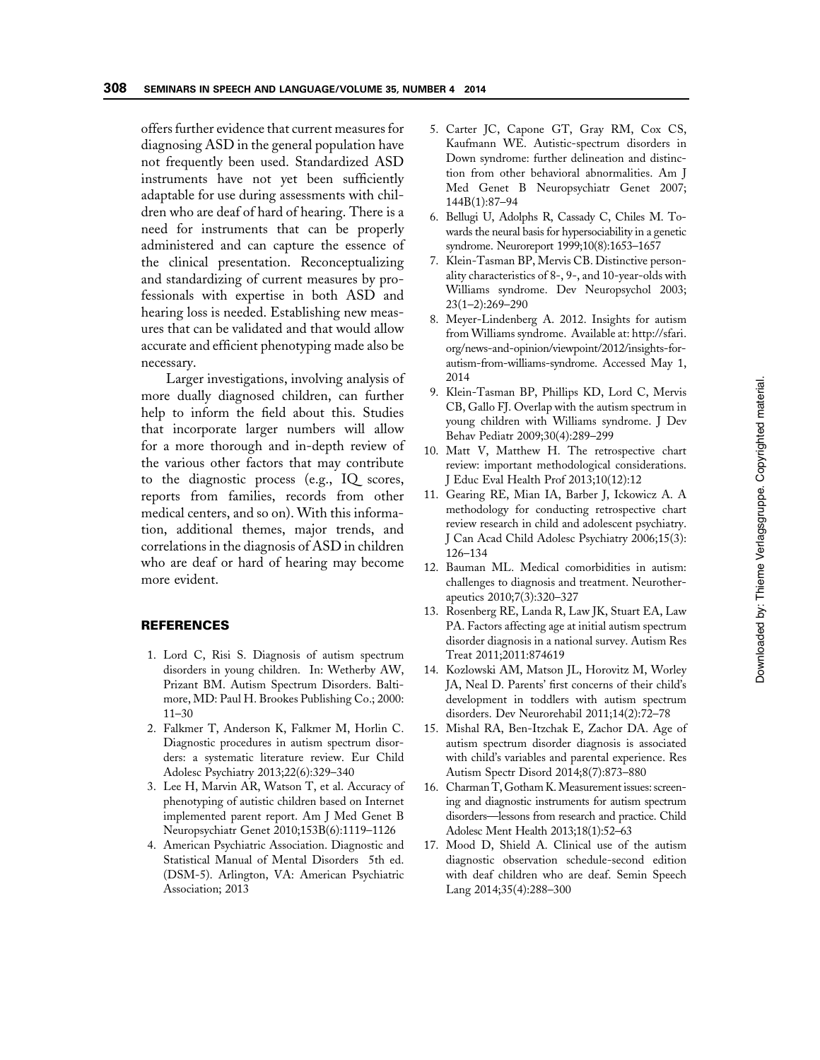offers further evidence that current measures for diagnosing ASD in the general population have not frequently been used. Standardized ASD instruments have not yet been sufficiently adaptable for use during assessments with children who are deaf of hard of hearing. There is a need for instruments that can be properly administered and can capture the essence of the clinical presentation. Reconceptualizing and standardizing of current measures by professionals with expertise in both ASD and hearing loss is needed. Establishing new measures that can be validated and that would allow accurate and efficient phenotyping made also be necessary.

Larger investigations, involving analysis of more dually diagnosed children, can further help to inform the field about this. Studies that incorporate larger numbers will allow for a more thorough and in-depth review of the various other factors that may contribute to the diagnostic process (e.g., IQ scores, reports from families, records from other medical centers, and so on). With this information, additional themes, major trends, and correlations in the diagnosis of ASD in children who are deaf or hard of hearing may become more evident.

## REFERENCES

1. Lord C, Risi S. Diagnosis of autism spectrum disorders in young children. In: Wetherby AW, Prizant BM. Autism Spectrum Disorders. Baltimore, MD: Paul H. Brookes Publishing Co.; 2000: 11–30
2. Falkmer T, Anderson K, Falkmer M, Horlin C. Diagnostic procedures in autism spectrum disorders: a systematic literature review. Eur Child Adolesc Psychiatry 2013;22(6):329–340
3. Lee H, Marvin AR, Watson T, et al. Accuracy of phenotyping of autistic children based on Internet implemented parent report. Am J Med Genet B Neuropsychiatr Genet 2010;153B(6):1119–1126
4. American Psychiatric Association. Diagnostic and Statistical Manual of Mental Disorders 5th ed. (DSM-5). Arlington, VA: American Psychiatric Association; 2013
5. Carter JC, Capone GT, Gray RM, Cox CS, Kaufmann WE. Autistic-spectrum disorders in Down syndrome: further delineation and distinction from other behavioral abnormalities. Am J Med Genet B Neuropsychiatr Genet 2007; 144B(1):87–94
6. Bellugi U, Adolphs R, Cassady C, Chiles M. Towards the neural basis for hypersociability in a genetic syndrome. Neuroreport 1999;10(8):1653–1657
7. Klein-Tasman BP, Mervis CB. Distinctive personality characteristics of 8-, 9-, and 10-year-olds with Williams syndrome. Dev Neuropsychol 2003; 23(1–2):269–290
8. Meyer-Lindenberg A. 2012. Insights for autism from Williams syndrome. Available at: http://sfari.org/news-and-opinion/viewpoint/2012/insights-for-autism-from-williams-syndrome. Accessed May 1, 2014
9. Klein-Tasman BP, Phillips KD, Lord C, Mervis CB, Gallo FJ. Overlap with the autism spectrum in young children with Williams syndrome. J Dev Behav Pediatr 2009;30(4):289–299
10. Matt V, Matthew H. The retrospective chart review: important methodological considerations. J Educ Eval Health Prof 2013;10(12):12
11. Gearing RE, Mian IA, Barber J, Ickowicz A. A methodology for conducting retrospective chart review research in child and adolescent psychiatry. J Can Acad Child Adolesc Psychiatry 2006;15(3): 126–134
12. Bauman ML. Medical comorbidities in autism: challenges to diagnosis and treatment. Neurotherapeutics 2010;7(3):320–327
13. Rosenberg RE, Landa R, Law JK, Stuart EA, Law PA. Factors affecting age at initial autism spectrum disorder diagnosis in a national survey. Autism Res Treat 2011;2011:874619
14. Kozlowski AM, Matson JL, Horovitz M, Worley JA, Neal D. Parents' first concerns of their child's development in toddlers with autism spectrum disorders. Dev Neurorehabil 2011;14(2):72–78
15. Mishal RA, Ben-Itzchak E, Zachor DA. Age of autism spectrum disorder diagnosis is associated with child's variables and parental experience. Res Autism Spectr Disord 2014;8(7):873–880
16. Charman T, Gotham K. Measurement issues: screening and diagnostic instruments for autism spectrum disorders—lessons from research and practice. Child Adolesc Ment Health 2013;18(1):52–63
17. Mood D, Shield A. Clinical use of the autism diagnostic observation schedule-second edition with deaf children who are deaf. Semin Speech Lang 2014;35(4):288–300